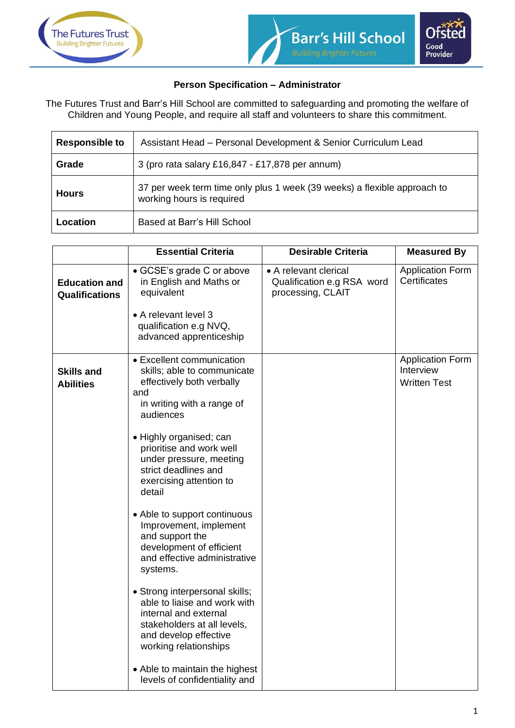**Person Specification – Administrator**

The Futures Trust and Barr's Hill School are committed to safeguarding and promoting the welfare of Children and Young People, and require all staff and volunteers to share this commitment.

| | |
|---|---|
| **Responsible to** | Assistant Head – Personal Development & Senior Curriculum Lead |
| **Grade** | 3 (pro rata salary £16,847 - £17,878 per annum) |
| **Hours** | 37 per week term time only plus 1 week (39 weeks) a flexible approach to working hours is required |
| **Location** | Based at Barr's Hill School |

| | Essential Criteria | Desirable Criteria | Measured By |
|---|---|---|---|
| **Education and Qualifications** | • GCSE's grade C or above in English and Maths or equivalent<br><br>• A relevant level 3 qualification e.g NVQ, advanced apprenticeship | • A relevant clerical Qualification e.g RSA word processing, CLAIT | Application Form<br>Certificates |
| **Skills and Abilities** | • Excellent communication skills; able to communicate effectively both verbally and in writing with a range of audiences<br><br>• Highly organised; can prioritise and work well under pressure, meeting strict deadlines and exercising attention to detail<br><br>• Able to support continuous Improvement, implement and support the development of efficient and effective administrative systems.<br><br>• Strong interpersonal skills; able to liaise and work with internal and external stakeholders at all levels, and develop effective working relationships<br><br>• Able to maintain the highest levels of confidentiality and | | Application Form<br>Interview<br>Written Test |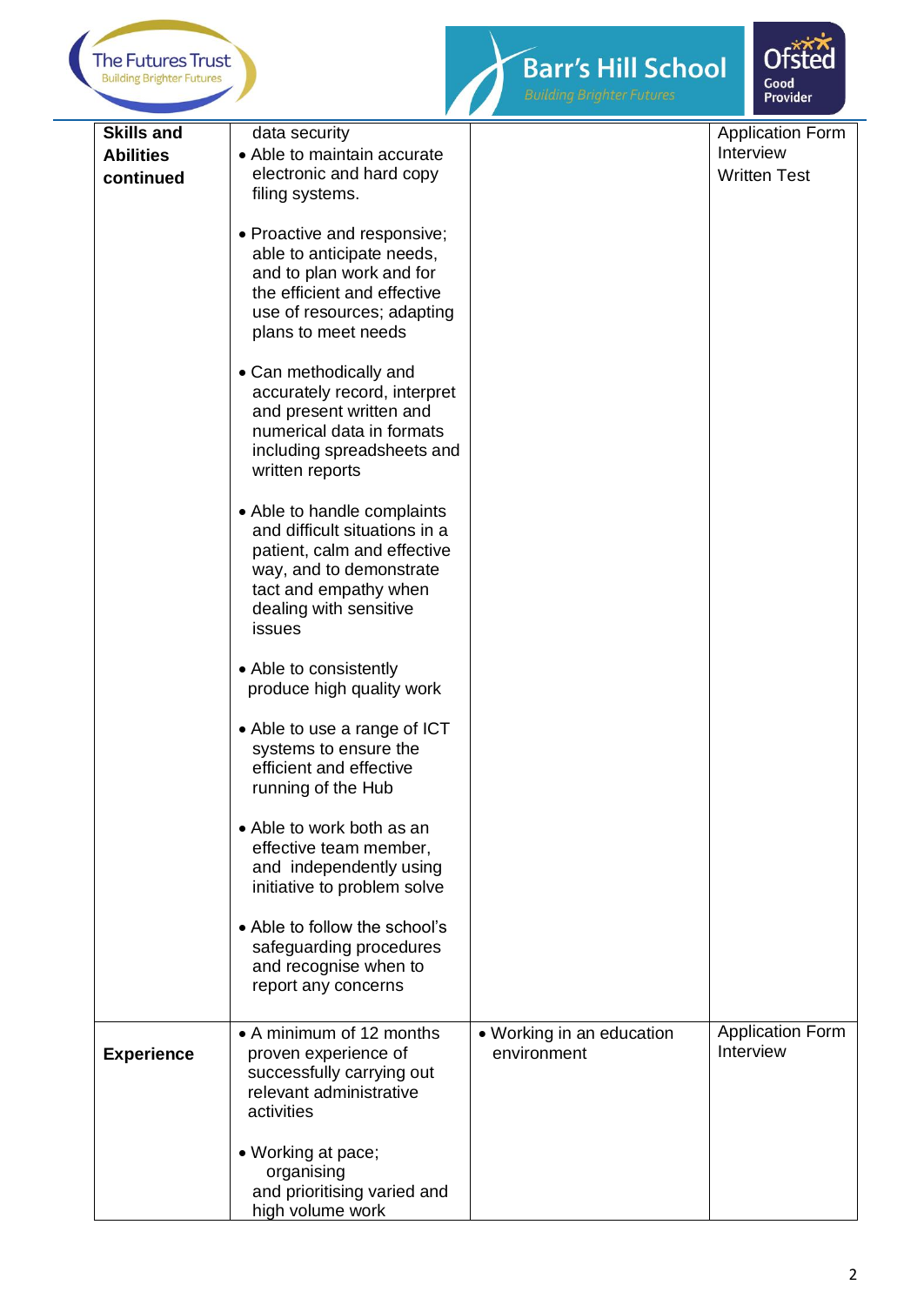| | | | |
|---|---|---|---|
| **Skills and Abilities continued** | data security<br>• Able to maintain accurate electronic and hard copy filing systems.<br><br>• Proactive and responsive; able to anticipate needs, and to plan work and for the efficient and effective use of resources; adapting plans to meet needs<br><br>• Can methodically and accurately record, interpret and present written and numerical data in formats including spreadsheets and written reports<br><br>• Able to handle complaints and difficult situations in a patient, calm and effective way, and to demonstrate tact and empathy when dealing with sensitive issues<br><br>• Able to consistently produce high quality work<br><br>• Able to use a range of ICT systems to ensure the efficient and effective running of the Hub<br><br>• Able to work both as an effective team member, and independently using initiative to problem solve<br><br>• Able to follow the school's safeguarding procedures and recognise when to report any concerns | | Application Form<br>Interview<br>Written Test |
| **Experience** | • A minimum of 12 months proven experience of successfully carrying out relevant administrative activities<br><br>• Working at pace; organising and prioritising varied and high volume work | • Working in an education environment | Application Form<br>Interview |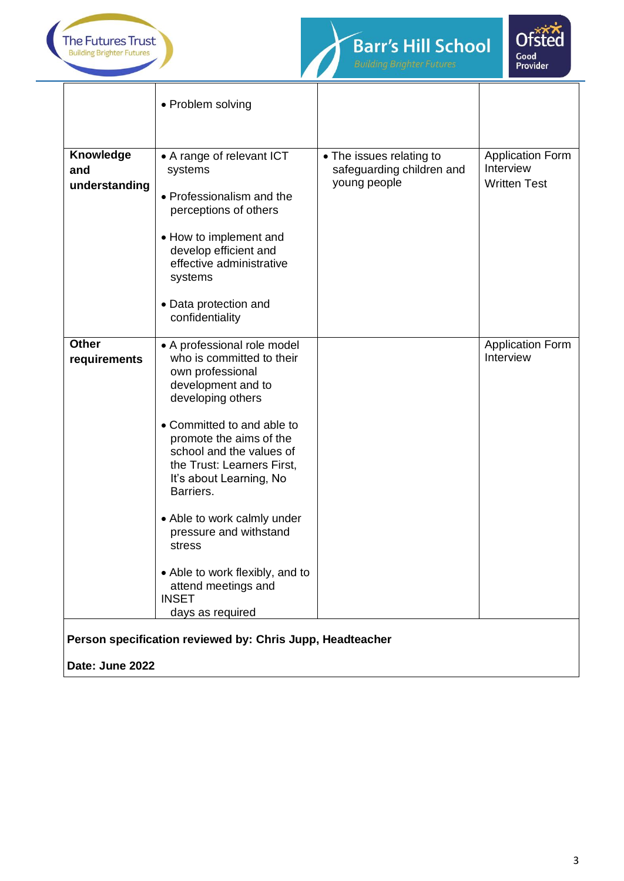| | | | |
|---|---|---|---|
| | • Problem solving | | |
| **Knowledge and understanding** | • A range of relevant ICT systems<br><br>• Professionalism and the perceptions of others<br><br>• How to implement and develop efficient and effective administrative systems<br><br>• Data protection and confidentiality | • The issues relating to safeguarding children and young people | Application Form<br>Interview<br>Written Test |
| **Other requirements** | • A professional role model who is committed to their own professional development and to developing others<br><br>• Committed to and able to promote the aims of the school and the values of the Trust: Learners First, It's about Learning, No Barriers.<br><br>• Able to work calmly under pressure and withstand stress<br><br>• Able to work flexibly, and to attend meetings and INSET days as required | | Application Form<br>Interview |

**Person specification reviewed by: Chris Jupp, Headteacher**

**Date: June 2022**